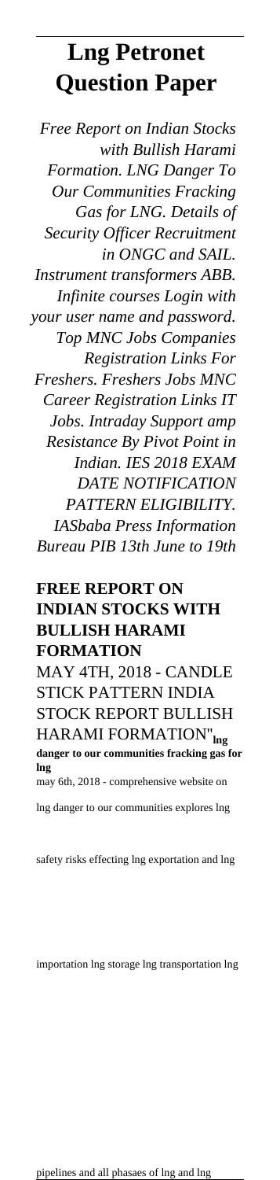# Lng Petronet Question Paper

*Free Report on Indian Stocks with Bullish Harami Formation. LNG Danger To Our Communities Fracking Gas for LNG. Details of Security Officer Recruitment in ONGC and SAIL. Instrument transformers ABB. Infinite courses Login with your user name and password. Top MNC Jobs Companies Registration Links For Freshers. Freshers Jobs MNC Career Registration Links IT Jobs. Intraday Support amp Resistance By Pivot Point in Indian. IES 2018 EXAM DATE NOTIFICATION PATTERN ELIGIBILITY. IASbaba Press Information Bureau PIB 13th June to 19th*

**FREE REPORT ON INDIAN STOCKS WITH BULLISH HARAMI FORMATION**

MAY 4TH, 2018 - CANDLE STICK PATTERN INDIA STOCK REPORT BULLISH HARAMI FORMATION''**lng danger to our communities fracking gas for lng**

may 6th, 2018 - comprehensive website on lng danger to our communities explores lng safety risks effecting lng exportation and lng importation lng storage lng transportation lng pipelines and all phasaes of lng and lng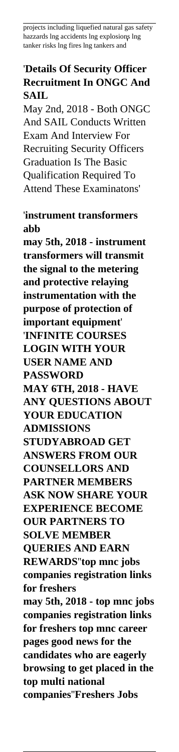projects including liquefied natural gas safety hazzards lng accidents lng explosions lng tanker risks lng fires lng tankers and'

'**Details Of Security Officer Recruitment In ONGC And SAIL**

May 2nd, 2018 - Both ONGC And SAIL Conducts Written Exam And Interview For Recruiting Security Officers Graduation Is The Basic Qualification Required To Attend These Examinatons'

'**instrument transformers abb**

**may 5th, 2018 - instrument transformers will transmit the signal to the metering and protective relaying instrumentation with the purpose of protection of important equipment**'

'**INFINITE COURSES LOGIN WITH YOUR USER NAME AND PASSWORD**

**MAY 6TH, 2018 - HAVE ANY QUESTIONS ABOUT YOUR EDUCATION ADMISSIONS STUDYABROAD GET ANSWERS FROM OUR COUNSELLORS AND PARTNER MEMBERS ASK NOW SHARE YOUR EXPERIENCE BECOME OUR PARTNERS TO SOLVE MEMBER QUERIES AND EARN REWARDS**''**top mnc jobs companies registration links for freshers**

**may 5th, 2018 - top mnc jobs companies registration links for freshers top mnc career pages good news for the candidates who are eagerly browsing to get placed in the top multi national companies**''**Freshers Jobs**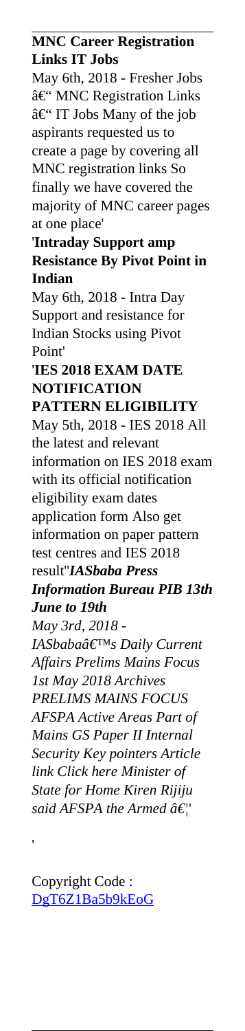**MNC Career Registration Links IT Jobs**

May 6th, 2018 - Fresher Jobs â€" MNC Registration Links â€" IT Jobs Many of the job aspirants requested us to create a page by covering all MNC registration links So finally we have covered the majority of MNC career pages at one place'

'**Intraday Support amp Resistance By Pivot Point in Indian**

May 6th, 2018 - Intra Day Support and resistance for Indian Stocks using Pivot Point'

'**IES 2018 EXAM DATE NOTIFICATION PATTERN ELIGIBILITY**

May 5th, 2018 - IES 2018 All the latest and relevant information on IES 2018 exam with its official notification eligibility exam dates application form Also get information on paper pattern test centres and IES 2018 result''***IASbaba Press Information Bureau PIB 13th June to 19th***

*May 3rd, 2018 - IASbabaâ€™s Daily Current Affairs Prelims Mains Focus 1st May 2018 Archives PRELIMS MAINS FOCUS AFSPA Active Areas Part of Mains GS Paper II Internal Security Key pointers Article link Click here Minister of State for Home Kiren Rijiju said AFSPA the Armed â€¦''*

'

Copyright Code : DgT6Z1Ba5b9kEoG